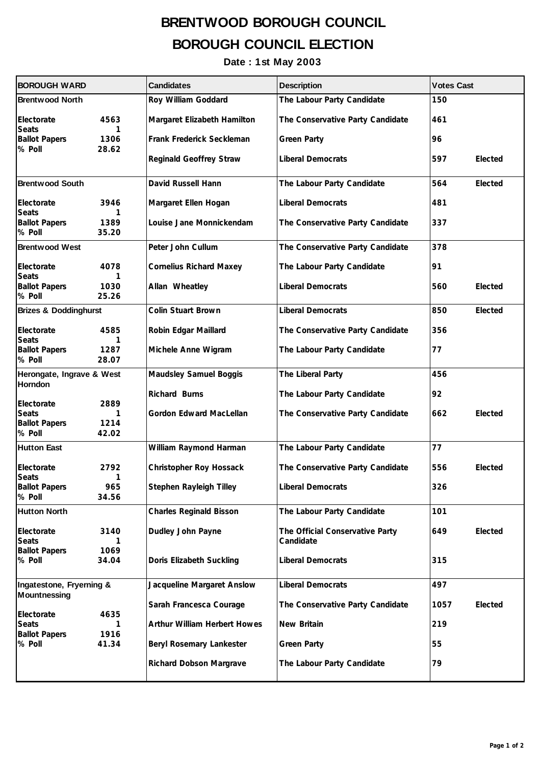# BRENTWOOD BOROUGH COUNCIL

# BOROUGH COUNCIL ELECTION

**Date : 1st May 2003**

| BOROUGH WARD | Candidates | Description | Votes Cast | |
|---|---|---|---|---|
| **Brentwood North**<br>Electorate 4563<br>Seats 1<br>Ballot Papers 1306<br>% Poll 28.62 | Roy William Goddard | The Labour Party Candidate | 150 | |
| | Margaret Elizabeth Hamilton | The Conservative Party Candidate | 461 | |
| | Frank Frederick Seckleman | Green Party | 96 | |
| | Reginald Geoffrey Straw | Liberal Democrats | 597 | Elected |
| **Brentwood South**<br>Electorate 3946<br>Seats 1<br>Ballot Papers 1389<br>% Poll 35.20 | David Russell Hann | The Labour Party Candidate | 564 | Elected |
| | Margaret Ellen Hogan | Liberal Democrats | 481 | |
| | Louise Jane Monnickendam | The Conservative Party Candidate | 337 | |
| **Brentwood West**<br>Electorate 4078<br>Seats 1<br>Ballot Papers 1030<br>% Poll 25.26 | Peter John Cullum | The Conservative Party Candidate | 378 | |
| | Cornelius Richard Maxey | The Labour Party Candidate | 91 | |
| | Allan Wheatley | Liberal Democrats | 560 | Elected |
| **Brizes & Doddinghurst**<br>Electorate 4585<br>Seats 1<br>Ballot Papers 1287<br>% Poll 28.07 | Colin Stuart Brown | Liberal Democrats | 850 | Elected |
| | Robin Edgar Maillard | The Conservative Party Candidate | 356 | |
| | Michele Anne Wigram | The Labour Party Candidate | 77 | |
| **Herongate, Ingrave & West Horndon**<br>Electorate 2889<br>Seats 1<br>Ballot Papers 1214<br>% Poll 42.02 | Maudsley Samuel Boggis | The Liberal Party | 456 | |
| | Richard Burns | The Labour Party Candidate | 92 | |
| | Gordon Edward MacLellan | The Conservative Party Candidate | 662 | Elected |
| **Hutton East**<br>Electorate 2792<br>Seats 1<br>Ballot Papers 965<br>% Poll 34.56 | William Raymond Harman | The Labour Party Candidate | 77 | |
| | Christopher Roy Hossack | The Conservative Party Candidate | 556 | Elected |
| | Stephen Rayleigh Tilley | Liberal Democrats | 326 | |
| **Hutton North**<br>Electorate 3140<br>Seats 1<br>Ballot Papers 1069<br>% Poll 34.04 | Charles Reginald Bisson | The Labour Party Candidate | 101 | |
| | Dudley John Payne | The Official Conservative Party Candidate | 649 | Elected |
| | Doris Elizabeth Suckling | Liberal Democrats | 315 | |
| **Ingatestone, Fryerning & Mountnessing**<br>Electorate 4635<br>Seats 1<br>Ballot Papers 1916<br>% Poll 41.34 | Jacqueline Margaret Anslow | Liberal Democrats | 497 | |
| | Sarah Francesca Courage | The Conservative Party Candidate | 1057 | Elected |
| | Arthur William Herbert Howes | New Britain | 219 | |
| | Beryl Rosemary Lankester | Green Party | 55 | |
| | Richard Dobson Margrave | The Labour Party Candidate | 79 | |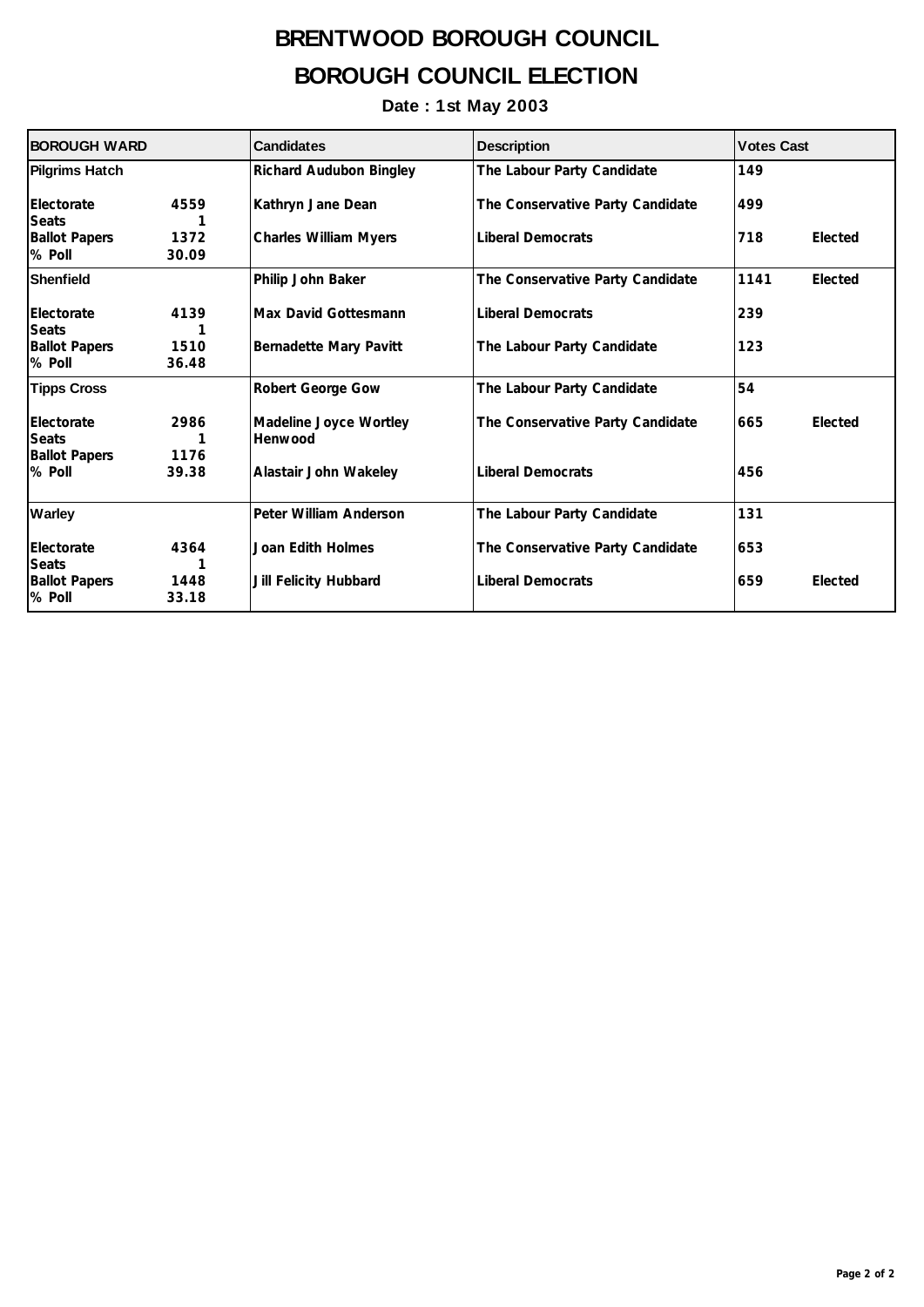# BRENTWOOD BOROUGH COUNCIL

## BOROUGH COUNCIL ELECTION

**Date : 1st May 2003**

| BOROUGH WARD | | Candidates | Description | Votes Cast | |
|---|---|---|---|---|---|
| Pilgrims Hatch | | Richard Audubon Bingley | The Labour Party Candidate | 149 | |
| Electorate | 4559 | Kathryn Jane Dean | The Conservative Party Candidate | 499 | |
| Seats | 1 | | | | |
| Ballot Papers | 1372 | Charles William Myers | Liberal Democrats | 718 | Elected |
| % Poll | 30.09 | | | | |
| Shenfield | | Philip John Baker | The Conservative Party Candidate | 1141 | Elected |
| Electorate | 4139 | Max David Gottesmann | Liberal Democrats | 239 | |
| Seats | 1 | | | | |
| Ballot Papers | 1510 | Bernadette Mary Pavitt | The Labour Party Candidate | 123 | |
| % Poll | 36.48 | | | | |
| Tipps Cross | | Robert George Gow | The Labour Party Candidate | 54 | |
| Electorate | 2986 | Madeline Joyce Wortley Henwood | The Conservative Party Candidate | 665 | Elected |
| Seats | 1 | | | | |
| Ballot Papers | 1176 | | | | |
| % Poll | 39.38 | Alastair John Wakeley | Liberal Democrats | 456 | |
| Warley | | Peter William Anderson | The Labour Party Candidate | 131 | |
| Electorate | 4364 | Joan Edith Holmes | The Conservative Party Candidate | 653 | |
| Seats | 1 | | | | |
| Ballot Papers | 1448 | Jill Felicity Hubbard | Liberal Democrats | 659 | Elected |
| % Poll | 33.18 | | | | |